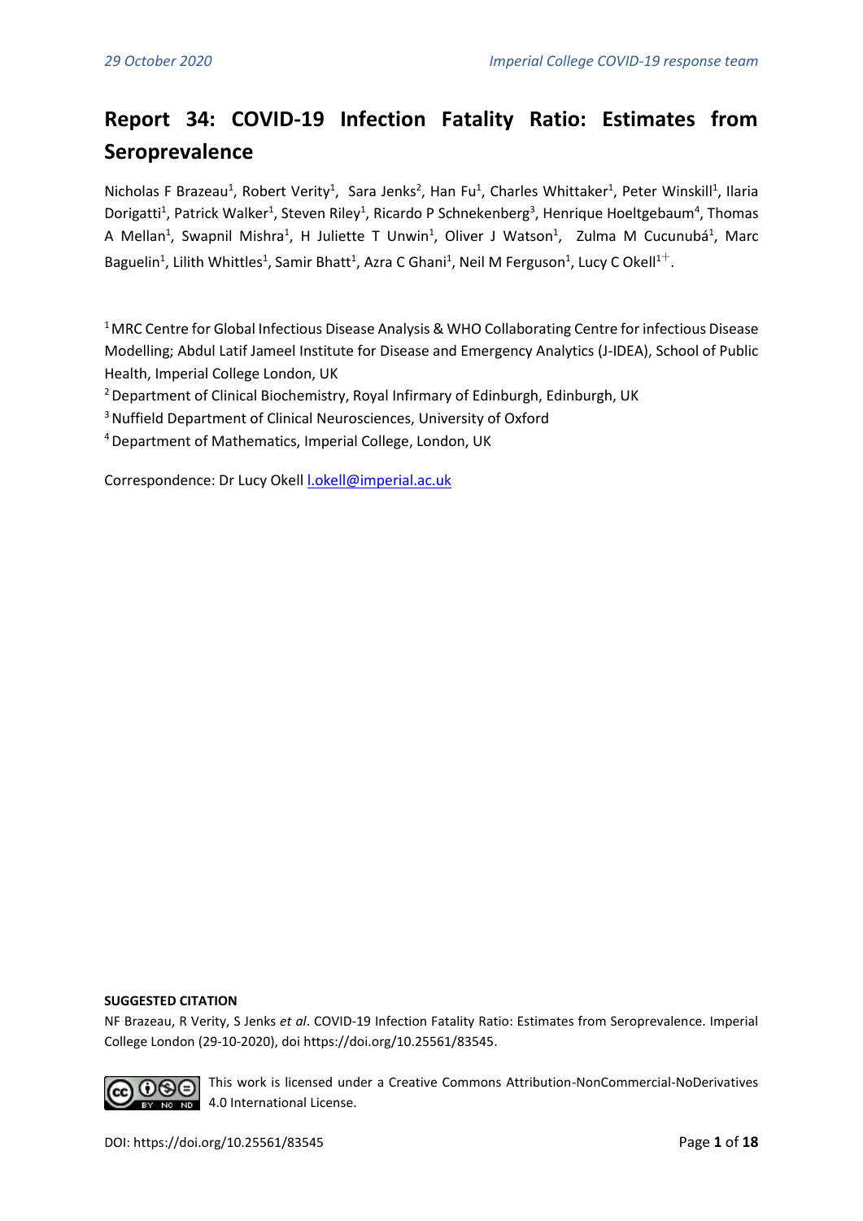# Report 34: COVID-19 Infection Fatality Ratio: Estimates from Seroprevalence

Nicholas F Brazeau[1], Robert Verity[1], Sara Jenks[2], Han Fu[1], Charles Whittaker[1], Peter Winskill[1], Ilaria Dorigatti[1], Patrick Walker[1], Steven Riley[1], Ricardo P Schnekenberg[3], Henrique Hoeltgebaum[4], Thomas A Mellan[1], Swapnil Mishra[1], H Juliette T Unwin[1], Oliver J Watson[1], Zulma M Cucunubá[1], Marc Baguelin[1], Lilith Whittles[1], Samir Bhatt[1], Azra C Ghani[1], Neil M Ferguson[1], Lucy C Okell[1+].

[1] MRC Centre for Global Infectious Disease Analysis & WHO Collaborating Centre for infectious Disease Modelling; Abdul Latif Jameel Institute for Disease and Emergency Analytics (J-IDEA), School of Public Health, Imperial College London, UK

[2] Department of Clinical Biochemistry, Royal Infirmary of Edinburgh, Edinburgh, UK

[3] Nuffield Department of Clinical Neurosciences, University of Oxford

[4] Department of Mathematics, Imperial College, London, UK

Correspondence: Dr Lucy Okell l.okell@imperial.ac.uk

**SUGGESTED CITATION**

NF Brazeau, R Verity, S Jenks *et al*. COVID-19 Infection Fatality Ratio: Estimates from Seroprevalence. Imperial College London (29-10-2020), doi https://doi.org/10.25561/83545.

This work is licensed under a Creative Commons Attribution-NonCommercial-NoDerivatives 4.0 International License.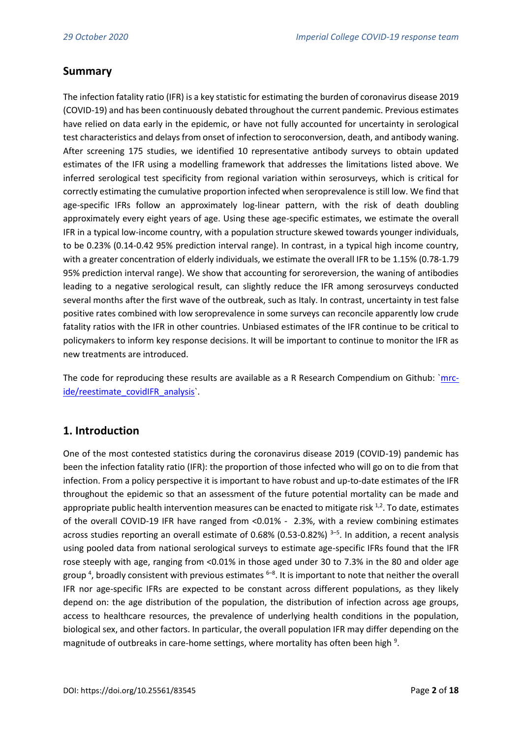## Summary

The infection fatality ratio (IFR) is a key statistic for estimating the burden of coronavirus disease 2019 (COVID-19) and has been continuously debated throughout the current pandemic. Previous estimates have relied on data early in the epidemic, or have not fully accounted for uncertainty in serological test characteristics and delays from onset of infection to seroconversion, death, and antibody waning. After screening 175 studies, we identified 10 representative antibody surveys to obtain updated estimates of the IFR using a modelling framework that addresses the limitations listed above. We inferred serological test specificity from regional variation within serosurveys, which is critical for correctly estimating the cumulative proportion infected when seroprevalence is still low. We find that age-specific IFRs follow an approximately log-linear pattern, with the risk of death doubling approximately every eight years of age. Using these age-specific estimates, we estimate the overall IFR in a typical low-income country, with a population structure skewed towards younger individuals, to be 0.23% (0.14-0.42 95% prediction interval range). In contrast, in a typical high income country, with a greater concentration of elderly individuals, we estimate the overall IFR to be 1.15% (0.78-1.79 95% prediction interval range). We show that accounting for seroreversion, the waning of antibodies leading to a negative serological result, can slightly reduce the IFR among serosurveys conducted several months after the first wave of the outbreak, such as Italy. In contrast, uncertainty in test false positive rates combined with low seroprevalence in some surveys can reconcile apparently low crude fatality ratios with the IFR in other countries. Unbiased estimates of the IFR continue to be critical to policymakers to inform key response decisions. It will be important to continue to monitor the IFR as new treatments are introduced.

The code for reproducing these results are available as a R Research Compendium on Github: `mrc-ide/reestimate_covidIFR_analysis`.

## 1. Introduction

One of the most contested statistics during the coronavirus disease 2019 (COVID-19) pandemic has been the infection fatality ratio (IFR): the proportion of those infected who will go on to die from that infection. From a policy perspective it is important to have robust and up-to-date estimates of the IFR throughout the epidemic so that an assessment of the future potential mortality can be made and appropriate public health intervention measures can be enacted to mitigate risk [1,2]. To date, estimates of the overall COVID-19 IFR have ranged from <0.01% - 2.3%, with a review combining estimates across studies reporting an overall estimate of 0.68% (0.53-0.82%) [3–5]. In addition, a recent analysis using pooled data from national serological surveys to estimate age-specific IFRs found that the IFR rose steeply with age, ranging from <0.01% in those aged under 30 to 7.3% in the 80 and older age group [4], broadly consistent with previous estimates [6–8]. It is important to note that neither the overall IFR nor age-specific IFRs are expected to be constant across different populations, as they likely depend on: the age distribution of the population, the distribution of infection across age groups, access to healthcare resources, the prevalence of underlying health conditions in the population, biological sex, and other factors. In particular, the overall population IFR may differ depending on the magnitude of outbreaks in care-home settings, where mortality has often been high [9].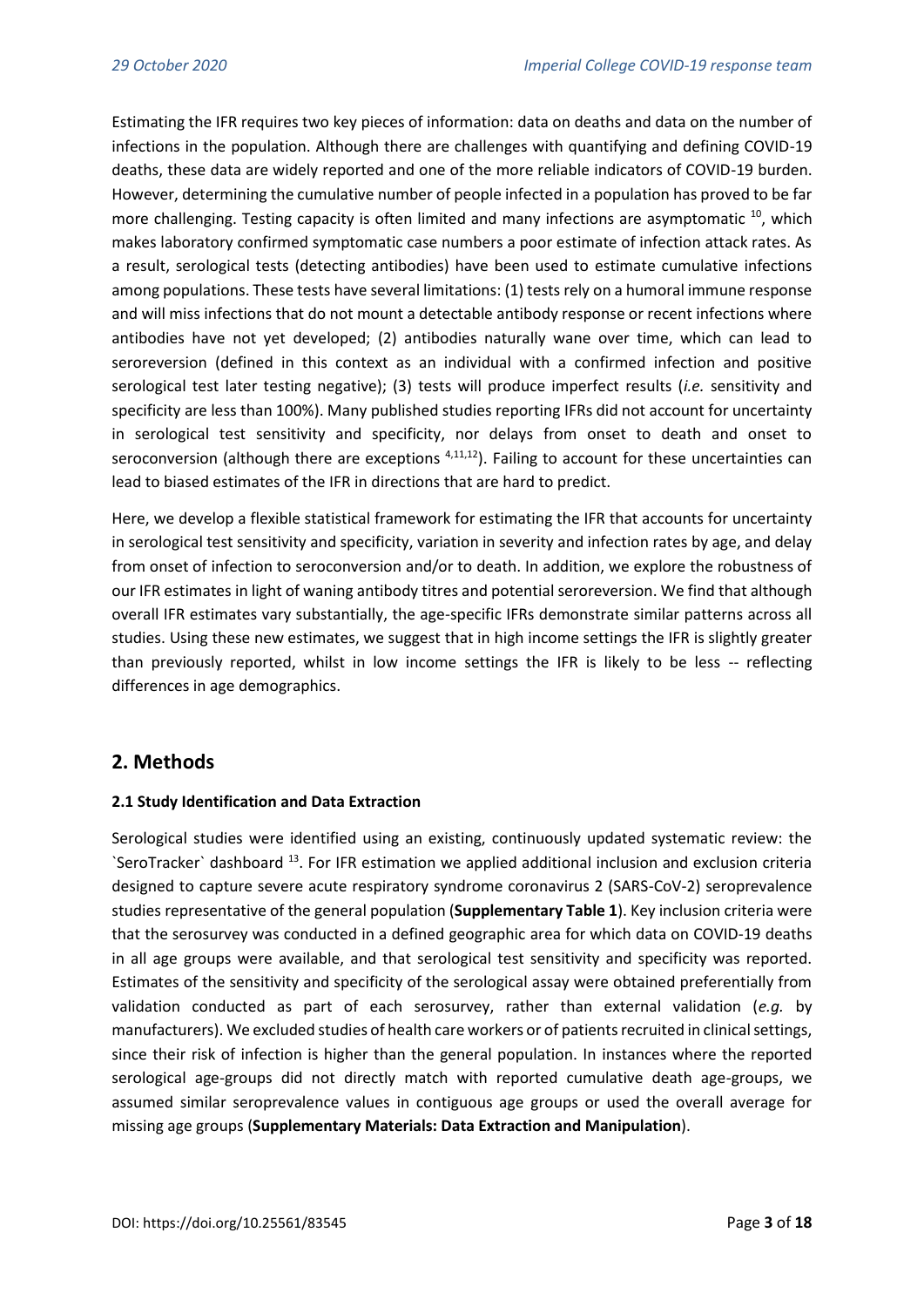Estimating the IFR requires two key pieces of information: data on deaths and data on the number of infections in the population. Although there are challenges with quantifying and defining COVID-19 deaths, these data are widely reported and one of the more reliable indicators of COVID-19 burden. However, determining the cumulative number of people infected in a population has proved to be far more challenging. Testing capacity is often limited and many infections are asymptomatic [10], which makes laboratory confirmed symptomatic case numbers a poor estimate of infection attack rates. As a result, serological tests (detecting antibodies) have been used to estimate cumulative infections among populations. These tests have several limitations: (1) tests rely on a humoral immune response and will miss infections that do not mount a detectable antibody response or recent infections where antibodies have not yet developed; (2) antibodies naturally wane over time, which can lead to seroreversion (defined in this context as an individual with a confirmed infection and positive serological test later testing negative); (3) tests will produce imperfect results (*i.e.* sensitivity and specificity are less than 100%). Many published studies reporting IFRs did not account for uncertainty in serological test sensitivity and specificity, nor delays from onset to death and onset to seroconversion (although there are exceptions [4,11,12]). Failing to account for these uncertainties can lead to biased estimates of the IFR in directions that are hard to predict.

Here, we develop a flexible statistical framework for estimating the IFR that accounts for uncertainty in serological test sensitivity and specificity, variation in severity and infection rates by age, and delay from onset of infection to seroconversion and/or to death. In addition, we explore the robustness of our IFR estimates in light of waning antibody titres and potential seroreversion. We find that although overall IFR estimates vary substantially, the age-specific IFRs demonstrate similar patterns across all studies. Using these new estimates, we suggest that in high income settings the IFR is slightly greater than previously reported, whilst in low income settings the IFR is likely to be less -- reflecting differences in age demographics.

## 2. Methods

### 2.1 Study Identification and Data Extraction

Serological studies were identified using an existing, continuously updated systematic review: the `SeroTracker` dashboard [13]. For IFR estimation we applied additional inclusion and exclusion criteria designed to capture severe acute respiratory syndrome coronavirus 2 (SARS-CoV-2) seroprevalence studies representative of the general population (**Supplementary Table 1**). Key inclusion criteria were that the serosurvey was conducted in a defined geographic area for which data on COVID-19 deaths in all age groups were available, and that serological test sensitivity and specificity was reported. Estimates of the sensitivity and specificity of the serological assay were obtained preferentially from validation conducted as part of each serosurvey, rather than external validation (*e.g.* by manufacturers). We excluded studies of health care workers or of patients recruited in clinical settings, since their risk of infection is higher than the general population. In instances where the reported serological age-groups did not directly match with reported cumulative death age-groups, we assumed similar seroprevalence values in contiguous age groups or used the overall average for missing age groups (**Supplementary Materials: Data Extraction and Manipulation**).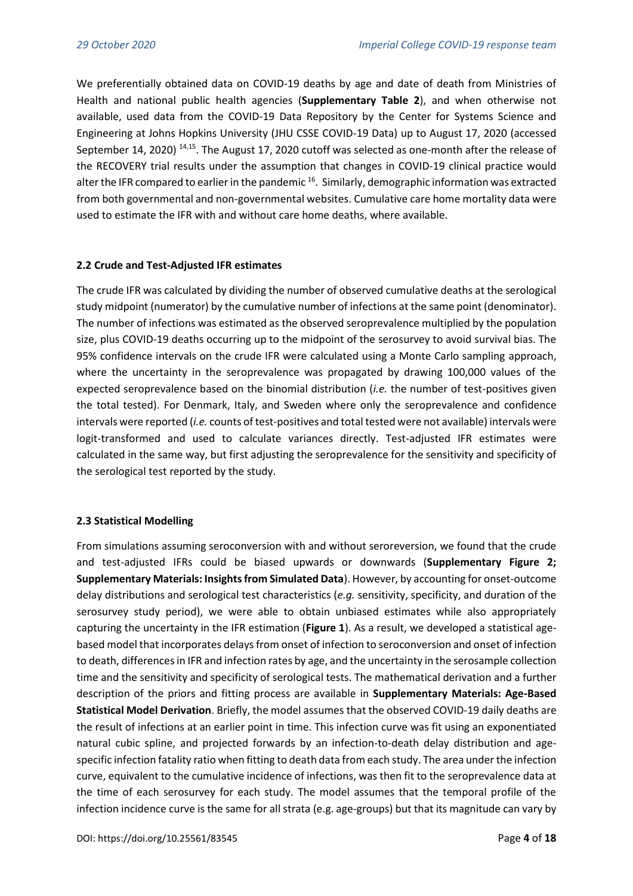We preferentially obtained data on COVID-19 deaths by age and date of death from Ministries of Health and national public health agencies (**Supplementary Table 2**), and when otherwise not available, used data from the COVID-19 Data Repository by the Center for Systems Science and Engineering at Johns Hopkins University (JHU CSSE COVID-19 Data) up to August 17, 2020 (accessed September 14, 2020) [14,15]. The August 17, 2020 cutoff was selected as one-month after the release of the RECOVERY trial results under the assumption that changes in COVID-19 clinical practice would alter the IFR compared to earlier in the pandemic [16]. Similarly, demographic information was extracted from both governmental and non-governmental websites. Cumulative care home mortality data were used to estimate the IFR with and without care home deaths, where available.

### 2.2 Crude and Test-Adjusted IFR estimates

The crude IFR was calculated by dividing the number of observed cumulative deaths at the serological study midpoint (numerator) by the cumulative number of infections at the same point (denominator). The number of infections was estimated as the observed seroprevalence multiplied by the population size, plus COVID-19 deaths occurring up to the midpoint of the serosurvey to avoid survival bias. The 95% confidence intervals on the crude IFR were calculated using a Monte Carlo sampling approach, where the uncertainty in the seroprevalence was propagated by drawing 100,000 values of the expected seroprevalence based on the binomial distribution (*i.e.* the number of test-positives given the total tested). For Denmark, Italy, and Sweden where only the seroprevalence and confidence intervals were reported (*i.e.* counts of test-positives and total tested were not available) intervals were logit-transformed and used to calculate variances directly. Test-adjusted IFR estimates were calculated in the same way, but first adjusting the seroprevalence for the sensitivity and specificity of the serological test reported by the study.

### 2.3 Statistical Modelling

From simulations assuming seroconversion with and without seroreversion, we found that the crude and test-adjusted IFRs could be biased upwards or downwards (**Supplementary Figure 2; Supplementary Materials: Insights from Simulated Data**). However, by accounting for onset-outcome delay distributions and serological test characteristics (*e.g.* sensitivity, specificity, and duration of the serosurvey study period), we were able to obtain unbiased estimates while also appropriately capturing the uncertainty in the IFR estimation (**Figure 1**). As a result, we developed a statistical age-based model that incorporates delays from onset of infection to seroconversion and onset of infection to death, differences in IFR and infection rates by age, and the uncertainty in the serosample collection time and the sensitivity and specificity of serological tests. The mathematical derivation and a further description of the priors and fitting process are available in **Supplementary Materials: Age-Based Statistical Model Derivation**. Briefly, the model assumes that the observed COVID-19 daily deaths are the result of infections at an earlier point in time. This infection curve was fit using an exponentiated natural cubic spline, and projected forwards by an infection-to-death delay distribution and age-specific infection fatality ratio when fitting to death data from each study. The area under the infection curve, equivalent to the cumulative incidence of infections, was then fit to the seroprevalence data at the time of each serosurvey for each study. The model assumes that the temporal profile of the infection incidence curve is the same for all strata (e.g. age-groups) but that its magnitude can vary by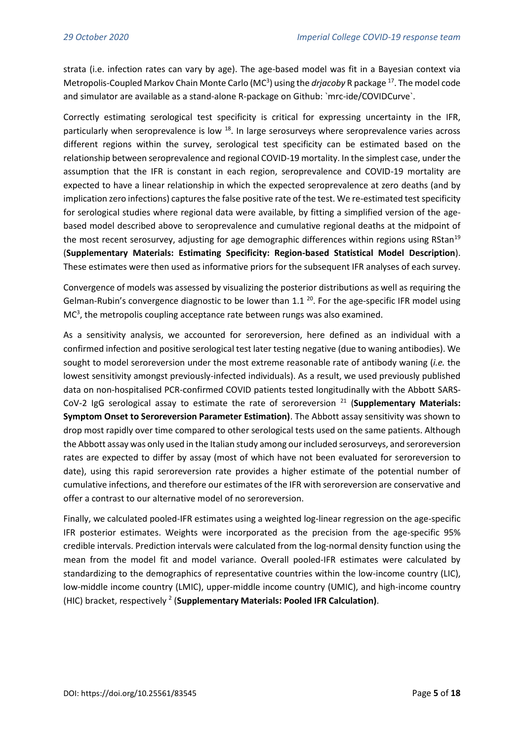strata (i.e. infection rates can vary by age). The age-based model was fit in a Bayesian context via Metropolis-Coupled Markov Chain Monte Carlo ($MC^3$) using the *drjacoby* R package [17]. The model code and simulator are available as a stand-alone R-package on Github: `mrc-ide/COVIDCurve`.

Correctly estimating serological test specificity is critical for expressing uncertainty in the IFR, particularly when seroprevalence is low [18]. In large serosurveys where seroprevalence varies across different regions within the survey, serological test specificity can be estimated based on the relationship between seroprevalence and regional COVID-19 mortality. In the simplest case, under the assumption that the IFR is constant in each region, seroprevalence and COVID-19 mortality are expected to have a linear relationship in which the expected seroprevalence at zero deaths (and by implication zero infections) captures the false positive rate of the test. We re-estimated test specificity for serological studies where regional data were available, by fitting a simplified version of the age-based model described above to seroprevalence and cumulative regional deaths at the midpoint of the most recent serosurvey, adjusting for age demographic differences within regions using RStan[19] (**Supplementary Materials: Estimating Specificity: Region-based Statistical Model Description**). These estimates were then used as informative priors for the subsequent IFR analyses of each survey.

Convergence of models was assessed by visualizing the posterior distributions as well as requiring the Gelman-Rubin's convergence diagnostic to be lower than 1.1 [20]. For the age-specific IFR model using $MC^3$, the metropolis coupling acceptance rate between rungs was also examined.

As a sensitivity analysis, we accounted for seroreversion, here defined as an individual with a confirmed infection and positive serological test later testing negative (due to waning antibodies). We sought to model seroreversion under the most extreme reasonable rate of antibody waning (*i.e.* the lowest sensitivity amongst previously-infected individuals). As a result, we used previously published data on non-hospitalised PCR-confirmed COVID patients tested longitudinally with the Abbott SARS-CoV-2 IgG serological assay to estimate the rate of seroreversion [21] (**Supplementary Materials: Symptom Onset to Seroreversion Parameter Estimation)**. The Abbott assay sensitivity was shown to drop most rapidly over time compared to other serological tests used on the same patients. Although the Abbott assay was only used in the Italian study among our included serosurveys, and seroreversion rates are expected to differ by assay (most of which have not been evaluated for seroreversion to date), using this rapid seroreversion rate provides a higher estimate of the potential number of cumulative infections, and therefore our estimates of the IFR with seroreversion are conservative and offer a contrast to our alternative model of no seroreversion.

Finally, we calculated pooled-IFR estimates using a weighted log-linear regression on the age-specific IFR posterior estimates. Weights were incorporated as the precision from the age-specific 95% credible intervals. Prediction intervals were calculated from the log-normal density function using the mean from the model fit and model variance. Overall pooled-IFR estimates were calculated by standardizing to the demographics of representative countries within the low-income country (LIC), low-middle income country (LMIC), upper-middle income country (UMIC), and high-income country (HIC) bracket, respectively [2] (**Supplementary Materials: Pooled IFR Calculation)**.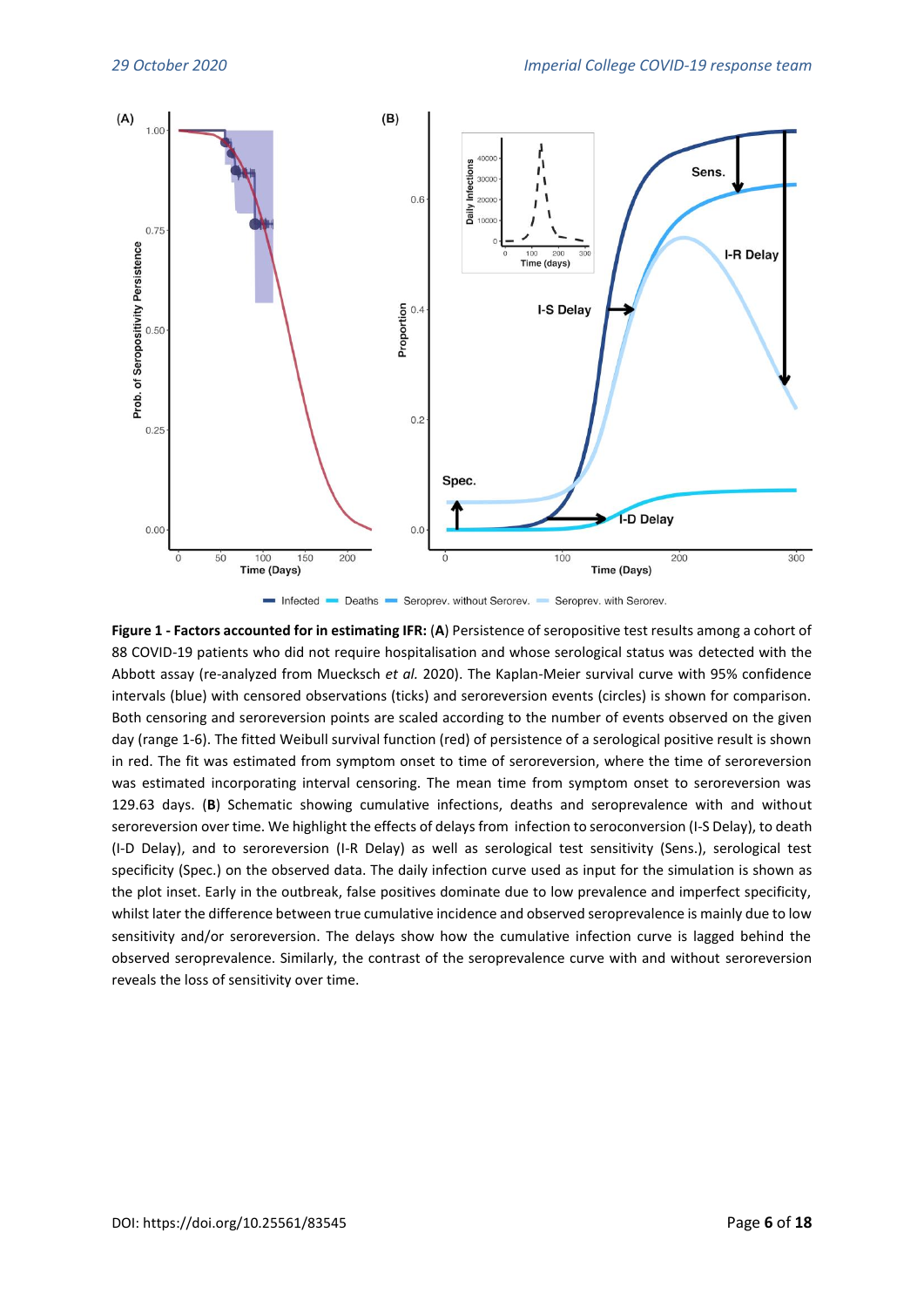**Figure 1 - Factors accounted for in estimating IFR:** (**A**) Persistence of seropositive test results among a cohort of 88 COVID-19 patients who did not require hospitalisation and whose serological status was detected with the Abbott assay (re-analyzed from Muecksch *et al.* 2020). The Kaplan-Meier survival curve with 95% confidence intervals (blue) with censored observations (ticks) and seroreversion events (circles) is shown for comparison. Both censoring and seroreversion points are scaled according to the number of events observed on the given day (range 1-6). The fitted Weibull survival function (red) of persistence of a serological positive result is shown in red. The fit was estimated from symptom onset to time of seroreversion, where the time of seroreversion was estimated incorporating interval censoring. The mean time from symptom onset to seroreversion was 129.63 days. (**B**) Schematic showing cumulative infections, deaths and seroprevalence with and without seroreversion over time. We highlight the effects of delays from infection to seroconversion (I-S Delay), to death (I-D Delay), and to seroreversion (I-R Delay) as well as serological test sensitivity (Sens.), serological test specificity (Spec.) on the observed data. The daily infection curve used as input for the simulation is shown as the plot inset. Early in the outbreak, false positives dominate due to low prevalence and imperfect specificity, whilst later the difference between true cumulative incidence and observed seroprevalence is mainly due to low sensitivity and/or seroreversion. The delays show how the cumulative infection curve is lagged behind the observed seroprevalence. Similarly, the contrast of the seroprevalence curve with and without seroreversion reveals the loss of sensitivity over time.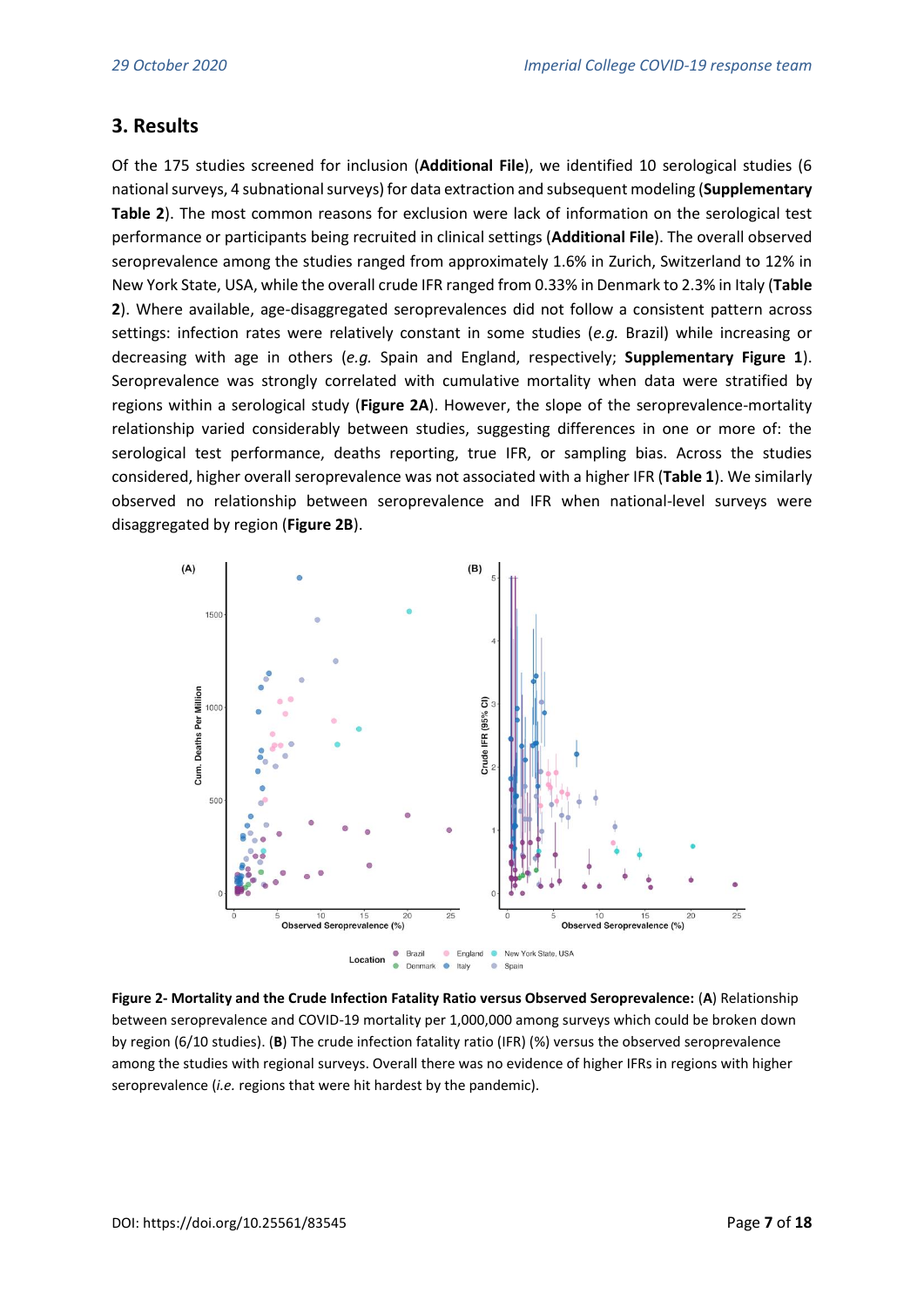## 3. Results

Of the 175 studies screened for inclusion (**Additional File**), we identified 10 serological studies (6 national surveys, 4 subnational surveys) for data extraction and subsequent modeling (**Supplementary Table 2**). The most common reasons for exclusion were lack of information on the serological test performance or participants being recruited in clinical settings (**Additional File**). The overall observed seroprevalence among the studies ranged from approximately 1.6% in Zurich, Switzerland to 12% in New York State, USA, while the overall crude IFR ranged from 0.33% in Denmark to 2.3% in Italy (**Table 2**). Where available, age-disaggregated seroprevalences did not follow a consistent pattern across settings: infection rates were relatively constant in some studies (*e.g.* Brazil) while increasing or decreasing with age in others (*e.g.* Spain and England, respectively; **Supplementary Figure 1**). Seroprevalence was strongly correlated with cumulative mortality when data were stratified by regions within a serological study (**Figure 2A**). However, the slope of the seroprevalence-mortality relationship varied considerably between studies, suggesting differences in one or more of: the serological test performance, deaths reporting, true IFR, or sampling bias. Across the studies considered, higher overall seroprevalence was not associated with a higher IFR (**Table 1**). We similarly observed no relationship between seroprevalence and IFR when national-level surveys were disaggregated by region (**Figure 2B**).

**Figure 2- Mortality and the Crude Infection Fatality Ratio versus Observed Seroprevalence:** (**A**) Relationship between seroprevalence and COVID-19 mortality per 1,000,000 among surveys which could be broken down by region (6/10 studies). (**B**) The crude infection fatality ratio (IFR) (%) versus the observed seroprevalence among the studies with regional surveys. Overall there was no evidence of higher IFRs in regions with higher seroprevalence (*i.e.* regions that were hit hardest by the pandemic).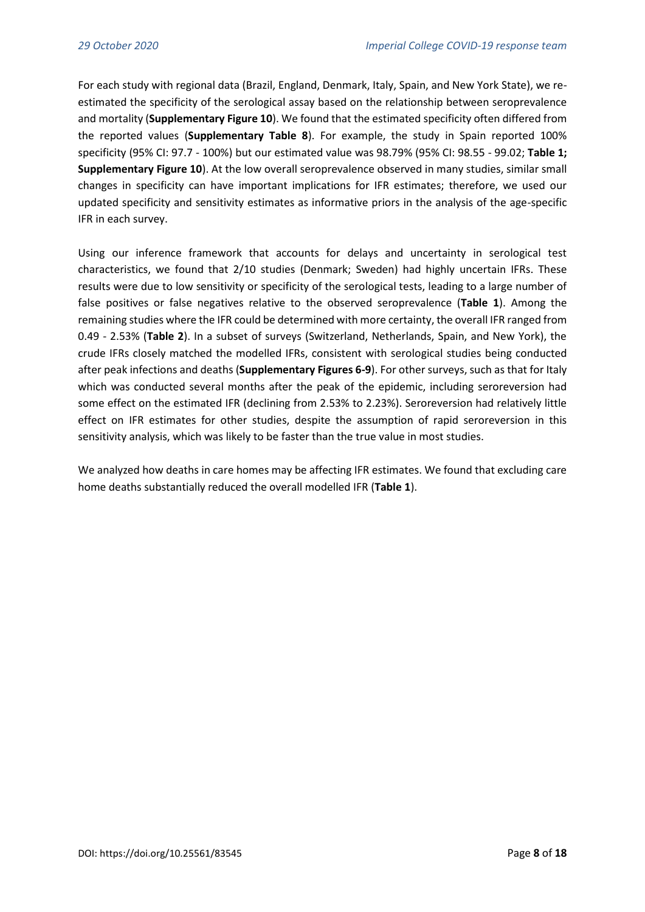For each study with regional data (Brazil, England, Denmark, Italy, Spain, and New York State), we re-estimated the specificity of the serological assay based on the relationship between seroprevalence and mortality (**Supplementary Figure 10**). We found that the estimated specificity often differed from the reported values (**Supplementary Table 8**). For example, the study in Spain reported 100% specificity (95% CI: 97.7 - 100%) but our estimated value was 98.79% (95% CI: 98.55 - 99.02; **Table 1; Supplementary Figure 10**). At the low overall seroprevalence observed in many studies, similar small changes in specificity can have important implications for IFR estimates; therefore, we used our updated specificity and sensitivity estimates as informative priors in the analysis of the age-specific IFR in each survey.

Using our inference framework that accounts for delays and uncertainty in serological test characteristics, we found that 2/10 studies (Denmark; Sweden) had highly uncertain IFRs. These results were due to low sensitivity or specificity of the serological tests, leading to a large number of false positives or false negatives relative to the observed seroprevalence (**Table 1**). Among the remaining studies where the IFR could be determined with more certainty, the overall IFR ranged from 0.49 - 2.53% (**Table 2**). In a subset of surveys (Switzerland, Netherlands, Spain, and New York), the crude IFRs closely matched the modelled IFRs, consistent with serological studies being conducted after peak infections and deaths (**Supplementary Figures 6-9**). For other surveys, such as that for Italy which was conducted several months after the peak of the epidemic, including seroreversion had some effect on the estimated IFR (declining from 2.53% to 2.23%). Seroreversion had relatively little effect on IFR estimates for other studies, despite the assumption of rapid seroreversion in this sensitivity analysis, which was likely to be faster than the true value in most studies.

We analyzed how deaths in care homes may be affecting IFR estimates. We found that excluding care home deaths substantially reduced the overall modelled IFR (**Table 1**).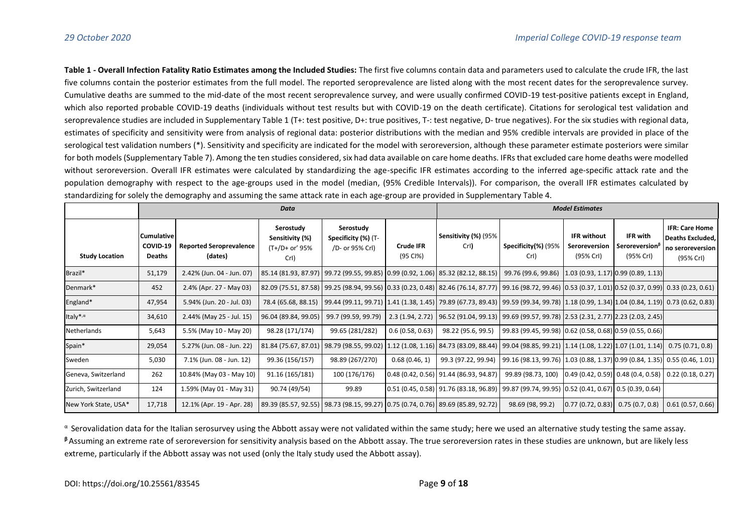**Table 1 - Overall Infection Fatality Ratio Estimates among the Included Studies:** The first five columns contain data and parameters used to calculate the crude IFR, the last five columns contain the posterior estimates from the full model. The reported seroprevalence are listed along with the most recent dates for the seroprevalence survey. Cumulative deaths are summed to the mid-date of the most recent seroprevalence survey, and were usually confirmed COVID-19 test-positive patients except in England, which also reported probable COVID-19 deaths (individuals without test results but with COVID-19 on the death certificate). Citations for serological test validation and seroprevalence studies are included in Supplementary Table 1 (T+: test positive, D+: true positives, T-: test negative, D- true negatives). For the six studies with regional data, estimates of specificity and sensitivity were from analysis of regional data: posterior distributions with the median and 95% credible intervals are provided in place of the serological test validation numbers (*). Sensitivity and specificity are indicated for the model with seroreversion, although these parameter estimate posteriors were similar for both models (Supplementary Table 7). Among the ten studies considered, six had data available on care home deaths. IFRs that excluded care home deaths were modelled without seroreversion. Overall IFR estimates were calculated by standardizing the age-specific IFR estimates according to the inferred age-specific attack rate and the population demography with respect to the age-groups used in the model (median, (95% Credible Intervals)). For comparison, the overall IFR estimates calculated by standardizing for solely the demography and assuming the same attack rate in each age-group are provided in Supplementary Table 4.

| | *Data* | | | | | *Model Estimates* | | | | |
|---|---|---|---|---|---|---|---|---|---|---|
| **Study Location** | **Cumulative COVID-19 Deaths** | **Reported Seroprevalence (dates)** | **Serostudy Sensitivity (%) (T+/D+ or' 95% CrI)** | **Serostudy Specificity (%) (T-/D- or 95% CrI)** | **Crude IFR** (95 CI%) | **Sensitivity (%)** (95% CrI) | **Specificity(%)** (95% CrI) | **IFR without Seroreversion** (95% CrI) | **IFR with Seroreversion**[β] (95% CrI) | **IFR: Care Home Deaths Excluded, no seroreversion** (95% CrI) |
| Brazil* | 51,179 | 2.42% (Jun. 04 - Jun. 07) | 85.14 (81.93, 87.97) | 99.72 (99.55, 99.85) | 0.99 (0.92, 1.06) | 85.32 (82.12, 88.15) | 99.76 (99.6, 99.86) | 1.03 (0.93, 1.17) | 0.99 (0.89, 1.13) | |
| Denmark* | 452 | 2.4% (Apr. 27 - May 03) | 82.09 (75.51, 87.58) | 99.25 (98.94, 99.56) | 0.33 (0.23, 0.48) | 82.46 (76.14, 87.77) | 99.16 (98.72, 99.46) | 0.53 (0.37, 1.01) | 0.52 (0.37, 0.99) | 0.33 (0.23, 0.61) |
| England* | 47,954 | 5.94% (Jun. 20 - Jul. 03) | 78.4 (65.68, 88.15) | 99.44 (99.11, 99.71) | 1.41 (1.38, 1.45) | 79.89 (67.73, 89.43) | 99.59 (99.34, 99.78) | 1.18 (0.99, 1.34) | 1.04 (0.84, 1.19) | 0.73 (0.62, 0.83) |
| Italy*[,α] | 34,610 | 2.44% (May 25 - Jul. 15) | 96.04 (89.84, 99.05) | 99.7 (99.59, 99.79) | 2.3 (1.94, 2.72) | 96.52 (91.04, 99.13) | 99.69 (99.57, 99.78) | 2.53 (2.31, 2.77) | 2.23 (2.03, 2.45) | |
| Netherlands | 5,643 | 5.5% (May 10 - May 20) | 98.28 (171/174) | 99.65 (281/282) | 0.6 (0.58, 0.63) | 98.22 (95.6, 99.5) | 99.83 (99.45, 99.98) | 0.62 (0.58, 0.68) | 0.59 (0.55, 0.66) | |
| Spain* | 29,054 | 5.27% (Jun. 08 - Jun. 22) | 81.84 (75.67, 87.01) | 98.79 (98.55, 99.02) | 1.12 (1.08, 1.16) | 84.73 (83.09, 88.44) | 99.04 (98.85, 99.21) | 1.14 (1.08, 1.22) | 1.07 (1.01, 1.14) | 0.75 (0.71, 0.8) |
| Sweden | 5,030 | 7.1% (Jun. 08 - Jun. 12) | 99.36 (156/157) | 98.89 (267/270) | 0.68 (0.46, 1) | 99.3 (97.22, 99.94) | 99.16 (98.13, 99.76) | 1.03 (0.88, 1.37) | 0.99 (0.84, 1.35) | 0.55 (0.46, 1.01) |
| Geneva, Switzerland | 262 | 10.84% (May 03 - May 10) | 91.16 (165/181) | 100 (176/176) | 0.48 (0.42, 0.56) | 91.44 (86.93, 94.87) | 99.89 (98.73, 100) | 0.49 (0.42, 0.59) | 0.48 (0.4, 0.58) | 0.22 (0.18, 0.27) |
| Zurich, Switzerland | 124 | 1.59% (May 01 - May 31) | 90.74 (49/54) | 99.89 | 0.51 (0.45, 0.58) | 91.76 (83.18, 96.89) | 99.87 (99.74, 99.95) | 0.52 (0.41, 0.67) | 0.5 (0.39, 0.64) | |
| New York State, USA* | 17,718 | 12.1% (Apr. 19 - Apr. 28) | 89.39 (85.57, 92.55) | 98.73 (98.15, 99.27) | 0.75 (0.74, 0.76) | 89.69 (85.89, 92.72) | 98.69 (98, 99.2) | 0.77 (0.72, 0.83) | 0.75 (0.7, 0.8) | 0.61 (0.57, 0.66) |

[α] Serovalidation data for the Italian serosurvey using the Abbott assay were not validated within the same study; here we used an alternative study testing the same assay.

[β] Assuming an extreme rate of seroreversion for sensitivity analysis based on the Abbott assay. The true seroreversion rates in these studies are unknown, but are likely less extreme, particularly if the Abbott assay was not used (only the Italy study used the Abbott assay).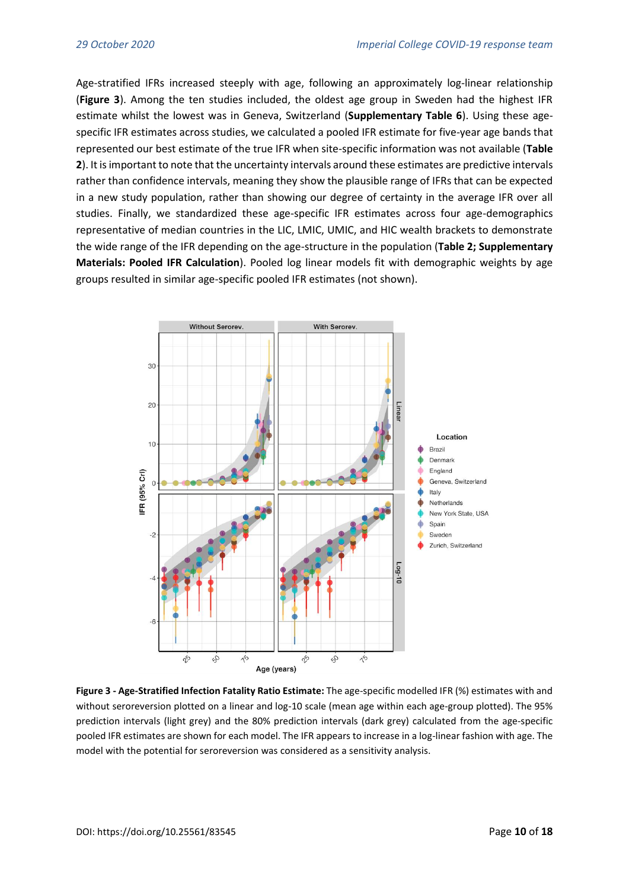Age-stratified IFRs increased steeply with age, following an approximately log-linear relationship (**Figure 3**). Among the ten studies included, the oldest age group in Sweden had the highest IFR estimate whilst the lowest was in Geneva, Switzerland (**Supplementary Table 6**). Using these age-specific IFR estimates across studies, we calculated a pooled IFR estimate for five-year age bands that represented our best estimate of the true IFR when site-specific information was not available (**Table 2**). It is important to note that the uncertainty intervals around these estimates are predictive intervals rather than confidence intervals, meaning they show the plausible range of IFRs that can be expected in a new study population, rather than showing our degree of certainty in the average IFR over all studies. Finally, we standardized these age-specific IFR estimates across four age-demographics representative of median countries in the LIC, LMIC, UMIC, and HIC wealth brackets to demonstrate the wide range of the IFR depending on the age-structure in the population (**Table 2; Supplementary Materials: Pooled IFR Calculation**). Pooled log linear models fit with demographic weights by age groups resulted in similar age-specific pooled IFR estimates (not shown).

**Figure 3 - Age-Stratified Infection Fatality Ratio Estimate:** The age-specific modelled IFR (%) estimates with and without seroreversion plotted on a linear and log-10 scale (mean age within each age-group plotted). The 95% prediction intervals (light grey) and the 80% prediction intervals (dark grey) calculated from the age-specific pooled IFR estimates are shown for each model. The IFR appears to increase in a log-linear fashion with age. The model with the potential for seroreversion was considered as a sensitivity analysis.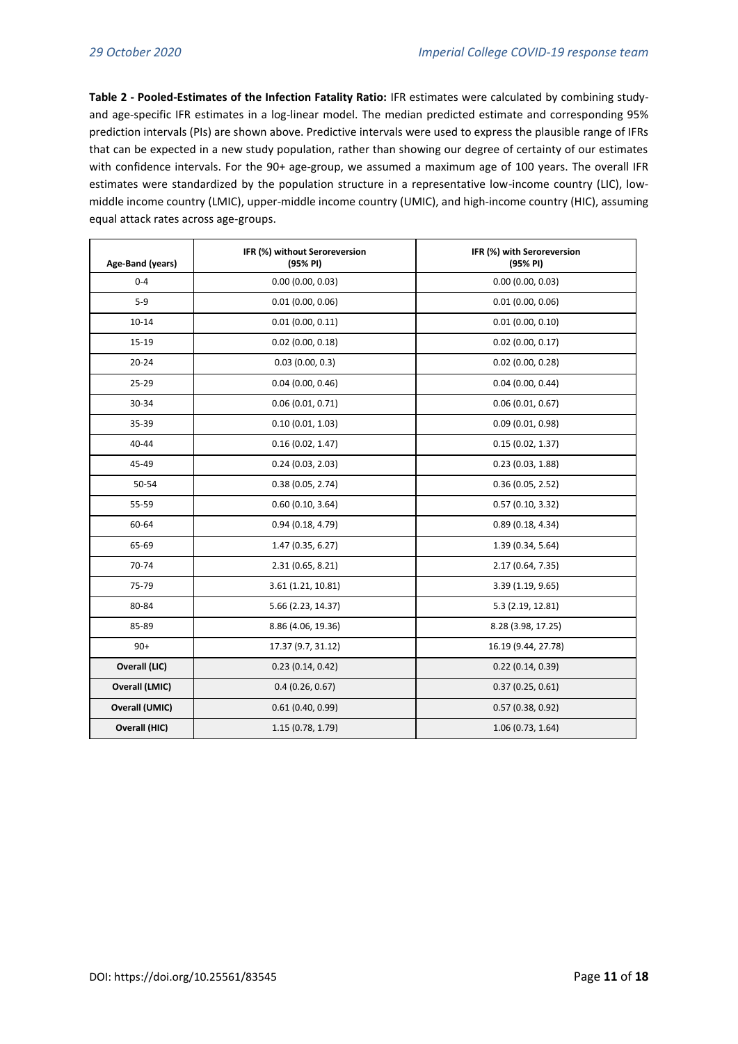**Table 2 - Pooled-Estimates of the Infection Fatality Ratio:** IFR estimates were calculated by combining study- and age-specific IFR estimates in a log-linear model. The median predicted estimate and corresponding 95% prediction intervals (PIs) are shown above. Predictive intervals were used to express the plausible range of IFRs that can be expected in a new study population, rather than showing our degree of certainty of our estimates with confidence intervals. For the 90+ age-group, we assumed a maximum age of 100 years. The overall IFR estimates were standardized by the population structure in a representative low-income country (LIC), low-middle income country (LMIC), upper-middle income country (UMIC), and high-income country (HIC), assuming equal attack rates across age-groups.

| Age-Band (years) | IFR (%) without Seroreversion (95% PI) | IFR (%) with Seroreversion (95% PI) |
|---|---|---|
| 0-4 | 0.00 (0.00, 0.03) | 0.00 (0.00, 0.03) |
| 5-9 | 0.01 (0.00, 0.06) | 0.01 (0.00, 0.06) |
| 10-14 | 0.01 (0.00, 0.11) | 0.01 (0.00, 0.10) |
| 15-19 | 0.02 (0.00, 0.18) | 0.02 (0.00, 0.17) |
| 20-24 | 0.03 (0.00, 0.3) | 0.02 (0.00, 0.28) |
| 25-29 | 0.04 (0.00, 0.46) | 0.04 (0.00, 0.44) |
| 30-34 | 0.06 (0.01, 0.71) | 0.06 (0.01, 0.67) |
| 35-39 | 0.10 (0.01, 1.03) | 0.09 (0.01, 0.98) |
| 40-44 | 0.16 (0.02, 1.47) | 0.15 (0.02, 1.37) |
| 45-49 | 0.24 (0.03, 2.03) | 0.23 (0.03, 1.88) |
| 50-54 | 0.38 (0.05, 2.74) | 0.36 (0.05, 2.52) |
| 55-59 | 0.60 (0.10, 3.64) | 0.57 (0.10, 3.32) |
| 60-64 | 0.94 (0.18, 4.79) | 0.89 (0.18, 4.34) |
| 65-69 | 1.47 (0.35, 6.27) | 1.39 (0.34, 5.64) |
| 70-74 | 2.31 (0.65, 8.21) | 2.17 (0.64, 7.35) |
| 75-79 | 3.61 (1.21, 10.81) | 3.39 (1.19, 9.65) |
| 80-84 | 5.66 (2.23, 14.37) | 5.3 (2.19, 12.81) |
| 85-89 | 8.86 (4.06, 19.36) | 8.28 (3.98, 17.25) |
| 90+ | 17.37 (9.7, 31.12) | 16.19 (9.44, 27.78) |
| **Overall (LIC)** | 0.23 (0.14, 0.42) | 0.22 (0.14, 0.39) |
| **Overall (LMIC)** | 0.4 (0.26, 0.67) | 0.37 (0.25, 0.61) |
| **Overall (UMIC)** | 0.61 (0.40, 0.99) | 0.57 (0.38, 0.92) |
| **Overall (HIC)** | 1.15 (0.78, 1.79) | 1.06 (0.73, 1.64) |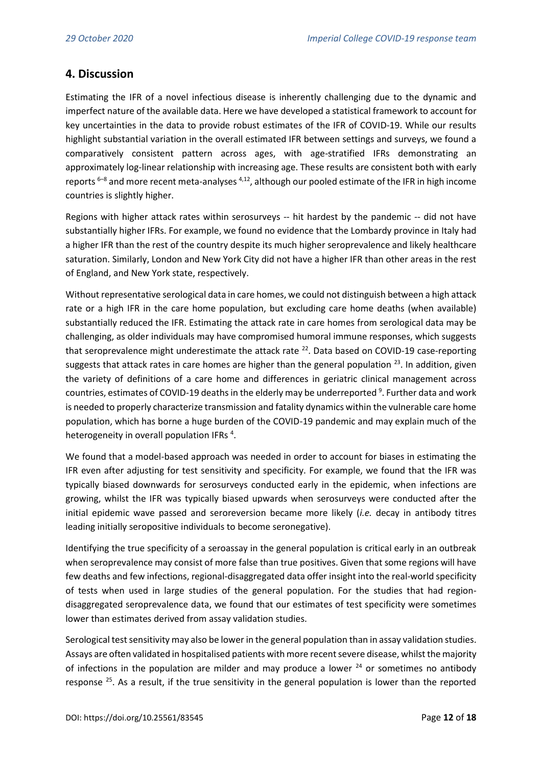## 4. Discussion

Estimating the IFR of a novel infectious disease is inherently challenging due to the dynamic and imperfect nature of the available data. Here we have developed a statistical framework to account for key uncertainties in the data to provide robust estimates of the IFR of COVID-19. While our results highlight substantial variation in the overall estimated IFR between settings and surveys, we found a comparatively consistent pattern across ages, with age-stratified IFRs demonstrating an approximately log-linear relationship with increasing age. These results are consistent both with early reports [6–8] and more recent meta-analyses [4,12], although our pooled estimate of the IFR in high income countries is slightly higher.

Regions with higher attack rates within serosurveys -- hit hardest by the pandemic -- did not have substantially higher IFRs. For example, we found no evidence that the Lombardy province in Italy had a higher IFR than the rest of the country despite its much higher seroprevalence and likely healthcare saturation. Similarly, London and New York City did not have a higher IFR than other areas in the rest of England, and New York state, respectively.

Without representative serological data in care homes, we could not distinguish between a high attack rate or a high IFR in the care home population, but excluding care home deaths (when available) substantially reduced the IFR. Estimating the attack rate in care homes from serological data may be challenging, as older individuals may have compromised humoral immune responses, which suggests that seroprevalence might underestimate the attack rate [22]. Data based on COVID-19 case-reporting suggests that attack rates in care homes are higher than the general population [23]. In addition, given the variety of definitions of a care home and differences in geriatric clinical management across countries, estimates of COVID-19 deaths in the elderly may be underreported [9]. Further data and work is needed to properly characterize transmission and fatality dynamics within the vulnerable care home population, which has borne a huge burden of the COVID-19 pandemic and may explain much of the heterogeneity in overall population IFRs [4].

We found that a model-based approach was needed in order to account for biases in estimating the IFR even after adjusting for test sensitivity and specificity. For example, we found that the IFR was typically biased downwards for serosurveys conducted early in the epidemic, when infections are growing, whilst the IFR was typically biased upwards when serosurveys were conducted after the initial epidemic wave passed and seroreversion became more likely (*i.e.* decay in antibody titres leading initially seropositive individuals to become seronegative).

Identifying the true specificity of a seroassay in the general population is critical early in an outbreak when seroprevalence may consist of more false than true positives. Given that some regions will have few deaths and few infections, regional-disaggregated data offer insight into the real-world specificity of tests when used in large studies of the general population. For the studies that had region-disaggregated seroprevalence data, we found that our estimates of test specificity were sometimes lower than estimates derived from assay validation studies.

Serological test sensitivity may also be lower in the general population than in assay validation studies. Assays are often validated in hospitalised patients with more recent severe disease, whilst the majority of infections in the population are milder and may produce a lower [24] or sometimes no antibody response [25]. As a result, if the true sensitivity in the general population is lower than the reported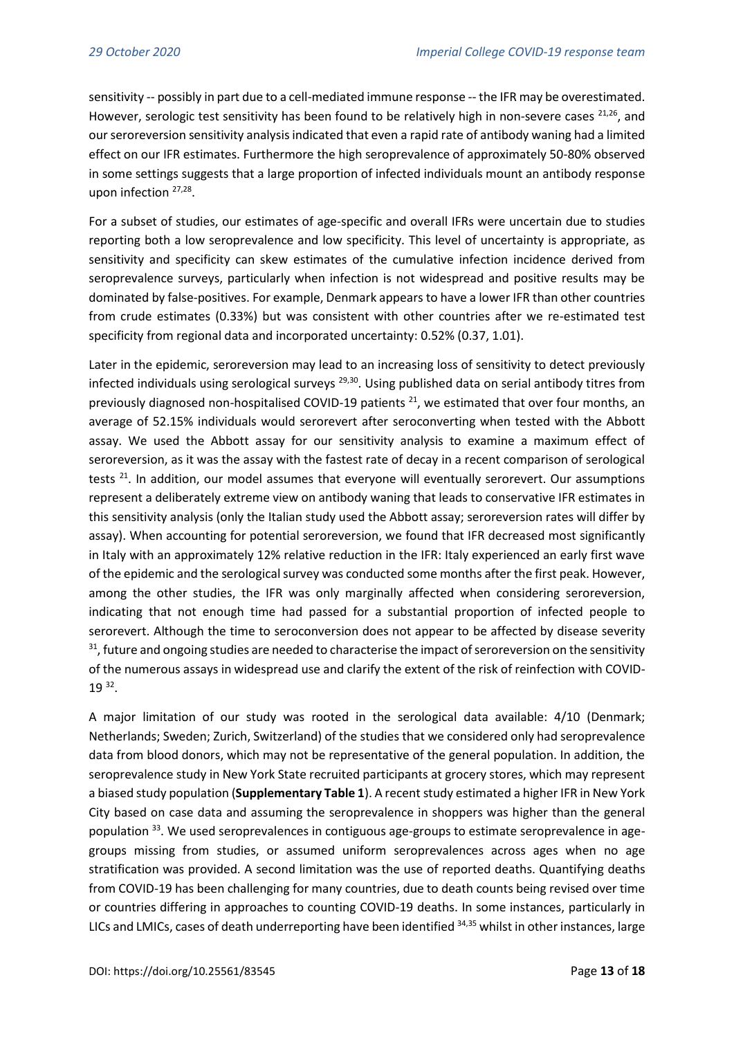sensitivity -- possibly in part due to a cell-mediated immune response -- the IFR may be overestimated. However, serologic test sensitivity has been found to be relatively high in non-severe cases [21,26], and our seroreversion sensitivity analysis indicated that even a rapid rate of antibody waning had a limited effect on our IFR estimates. Furthermore the high seroprevalence of approximately 50-80% observed in some settings suggests that a large proportion of infected individuals mount an antibody response upon infection [27,28].

For a subset of studies, our estimates of age-specific and overall IFRs were uncertain due to studies reporting both a low seroprevalence and low specificity. This level of uncertainty is appropriate, as sensitivity and specificity can skew estimates of the cumulative infection incidence derived from seroprevalence surveys, particularly when infection is not widespread and positive results may be dominated by false-positives. For example, Denmark appears to have a lower IFR than other countries from crude estimates (0.33%) but was consistent with other countries after we re-estimated test specificity from regional data and incorporated uncertainty: 0.52% (0.37, 1.01).

Later in the epidemic, seroreversion may lead to an increasing loss of sensitivity to detect previously infected individuals using serological surveys [29,30]. Using published data on serial antibody titres from previously diagnosed non-hospitalised COVID-19 patients [21], we estimated that over four months, an average of 52.15% individuals would serorevert after seroconverting when tested with the Abbott assay. We used the Abbott assay for our sensitivity analysis to examine a maximum effect of seroreversion, as it was the assay with the fastest rate of decay in a recent comparison of serological tests [21]. In addition, our model assumes that everyone will eventually serorevert. Our assumptions represent a deliberately extreme view on antibody waning that leads to conservative IFR estimates in this sensitivity analysis (only the Italian study used the Abbott assay; seroreversion rates will differ by assay). When accounting for potential seroreversion, we found that IFR decreased most significantly in Italy with an approximately 12% relative reduction in the IFR: Italy experienced an early first wave of the epidemic and the serological survey was conducted some months after the first peak. However, among the other studies, the IFR was only marginally affected when considering seroreversion, indicating that not enough time had passed for a substantial proportion of infected people to serorevert. Although the time to seroconversion does not appear to be affected by disease severity [31], future and ongoing studies are needed to characterise the impact of seroreversion on the sensitivity of the numerous assays in widespread use and clarify the extent of the risk of reinfection with COVID-19 [32].

A major limitation of our study was rooted in the serological data available: 4/10 (Denmark; Netherlands; Sweden; Zurich, Switzerland) of the studies that we considered only had seroprevalence data from blood donors, which may not be representative of the general population. In addition, the seroprevalence study in New York State recruited participants at grocery stores, which may represent a biased study population (**Supplementary Table 1**). A recent study estimated a higher IFR in New York City based on case data and assuming the seroprevalence in shoppers was higher than the general population [33]. We used seroprevalences in contiguous age-groups to estimate seroprevalence in age-groups missing from studies, or assumed uniform seroprevalences across ages when no age stratification was provided. A second limitation was the use of reported deaths. Quantifying deaths from COVID-19 has been challenging for many countries, due to death counts being revised over time or countries differing in approaches to counting COVID-19 deaths. In some instances, particularly in LICs and LMICs, cases of death underreporting have been identified [34,35] whilst in other instances, large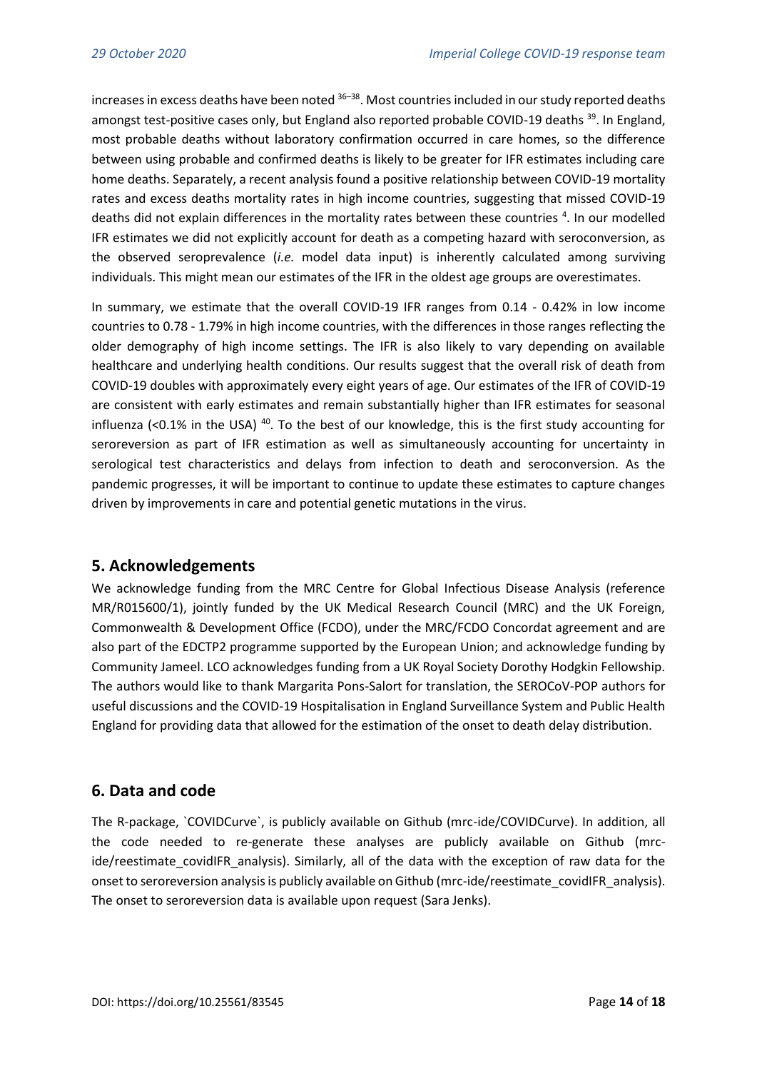increases in excess deaths have been noted [36–38]. Most countries included in our study reported deaths amongst test-positive cases only, but England also reported probable COVID-19 deaths [39]. In England, most probable deaths without laboratory confirmation occurred in care homes, so the difference between using probable and confirmed deaths is likely to be greater for IFR estimates including care home deaths. Separately, a recent analysis found a positive relationship between COVID-19 mortality rates and excess deaths mortality rates in high income countries, suggesting that missed COVID-19 deaths did not explain differences in the mortality rates between these countries [4]. In our modelled IFR estimates we did not explicitly account for death as a competing hazard with seroconversion, as the observed seroprevalence (*i.e.* model data input) is inherently calculated among surviving individuals. This might mean our estimates of the IFR in the oldest age groups are overestimates.

In summary, we estimate that the overall COVID-19 IFR ranges from 0.14 - 0.42% in low income countries to 0.78 - 1.79% in high income countries, with the differences in those ranges reflecting the older demography of high income settings. The IFR is also likely to vary depending on available healthcare and underlying health conditions. Our results suggest that the overall risk of death from COVID-19 doubles with approximately every eight years of age. Our estimates of the IFR of COVID-19 are consistent with early estimates and remain substantially higher than IFR estimates for seasonal influenza (<0.1% in the USA) [40]. To the best of our knowledge, this is the first study accounting for seroreversion as part of IFR estimation as well as simultaneously accounting for uncertainty in serological test characteristics and delays from infection to death and seroconversion. As the pandemic progresses, it will be important to continue to update these estimates to capture changes driven by improvements in care and potential genetic mutations in the virus.

## 5. Acknowledgements

We acknowledge funding from the MRC Centre for Global Infectious Disease Analysis (reference MR/R015600/1), jointly funded by the UK Medical Research Council (MRC) and the UK Foreign, Commonwealth & Development Office (FCDO), under the MRC/FCDO Concordat agreement and are also part of the EDCTP2 programme supported by the European Union; and acknowledge funding by Community Jameel. LCO acknowledges funding from a UK Royal Society Dorothy Hodgkin Fellowship. The authors would like to thank Margarita Pons-Salort for translation, the SEROCoV-POP authors for useful discussions and the COVID-19 Hospitalisation in England Surveillance System and Public Health England for providing data that allowed for the estimation of the onset to death delay distribution.

## 6. Data and code

The R-package, `COVIDCurve`, is publicly available on Github (mrc-ide/COVIDCurve). In addition, all the code needed to re-generate these analyses are publicly available on Github (mrc-ide/reestimate_covidIFR_analysis). Similarly, all of the data with the exception of raw data for the onset to seroreversion analysis is publicly available on Github (mrc-ide/reestimate_covidIFR_analysis). The onset to seroreversion data is available upon request (Sara Jenks).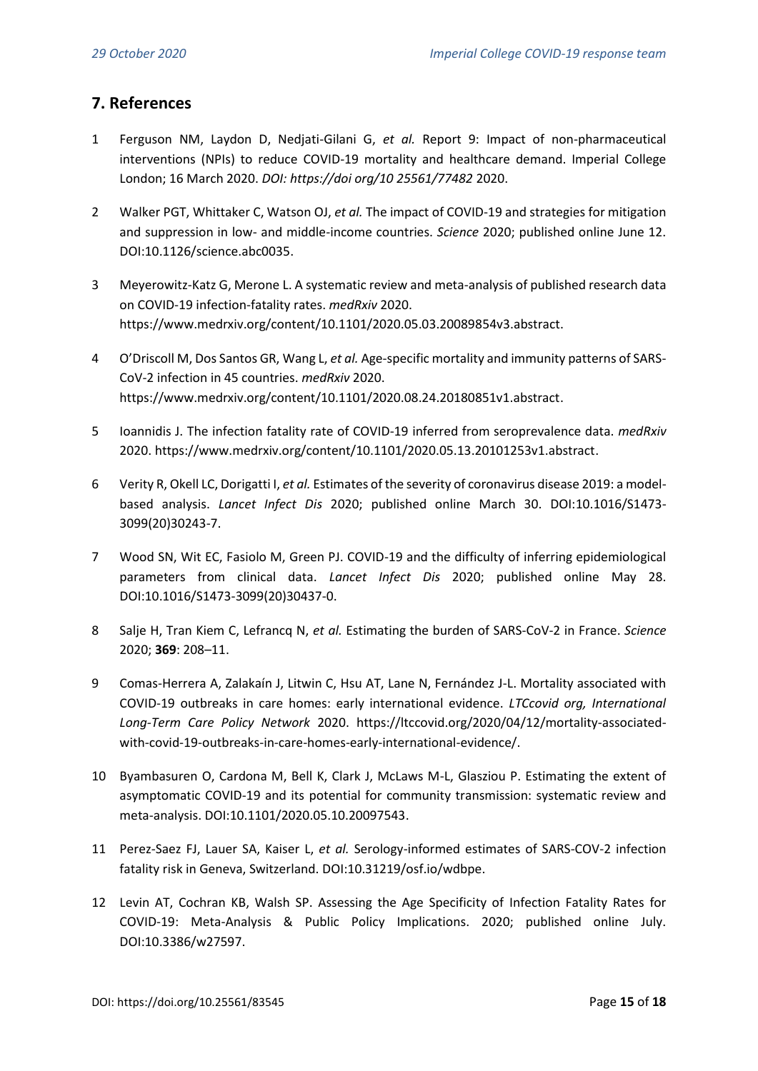## 7. References

1. Ferguson NM, Laydon D, Nedjati-Gilani G, *et al.* Report 9: Impact of non-pharmaceutical interventions (NPIs) to reduce COVID-19 mortality and healthcare demand. Imperial College London; 16 March 2020. *DOI: https://doi org/10 25561/77482* 2020.

2. Walker PGT, Whittaker C, Watson OJ, *et al.* The impact of COVID-19 and strategies for mitigation and suppression in low- and middle-income countries. *Science* 2020; published online June 12. DOI:10.1126/science.abc0035.

3. Meyerowitz-Katz G, Merone L. A systematic review and meta-analysis of published research data on COVID-19 infection-fatality rates. *medRxiv* 2020. https://www.medrxiv.org/content/10.1101/2020.05.03.20089854v3.abstract.

4. O'Driscoll M, Dos Santos GR, Wang L, *et al.* Age-specific mortality and immunity patterns of SARS-CoV-2 infection in 45 countries. *medRxiv* 2020. https://www.medrxiv.org/content/10.1101/2020.08.24.20180851v1.abstract.

5. Ioannidis J. The infection fatality rate of COVID-19 inferred from seroprevalence data. *medRxiv* 2020. https://www.medrxiv.org/content/10.1101/2020.05.13.20101253v1.abstract.

6. Verity R, Okell LC, Dorigatti I, *et al.* Estimates of the severity of coronavirus disease 2019: a model-based analysis. *Lancet Infect Dis* 2020; published online March 30. DOI:10.1016/S1473-3099(20)30243-7.

7. Wood SN, Wit EC, Fasiolo M, Green PJ. COVID-19 and the difficulty of inferring epidemiological parameters from clinical data. *Lancet Infect Dis* 2020; published online May 28. DOI:10.1016/S1473-3099(20)30437-0.

8. Salje H, Tran Kiem C, Lefrancq N, *et al.* Estimating the burden of SARS-CoV-2 in France. *Science* 2020; **369**: 208–11.

9. Comas-Herrera A, Zalakaín J, Litwin C, Hsu AT, Lane N, Fernández J-L. Mortality associated with COVID-19 outbreaks in care homes: early international evidence. *LTCcovid org, International Long-Term Care Policy Network* 2020. https://ltccovid.org/2020/04/12/mortality-associated-with-covid-19-outbreaks-in-care-homes-early-international-evidence/.

10. Byambasuren O, Cardona M, Bell K, Clark J, McLaws M-L, Glasziou P. Estimating the extent of asymptomatic COVID-19 and its potential for community transmission: systematic review and meta-analysis. DOI:10.1101/2020.05.10.20097543.

11. Perez-Saez FJ, Lauer SA, Kaiser L, *et al.* Serology-informed estimates of SARS-COV-2 infection fatality risk in Geneva, Switzerland. DOI:10.31219/osf.io/wdbpe.

12. Levin AT, Cochran KB, Walsh SP. Assessing the Age Specificity of Infection Fatality Rates for COVID-19: Meta-Analysis & Public Policy Implications. 2020; published online July. DOI:10.3386/w27597.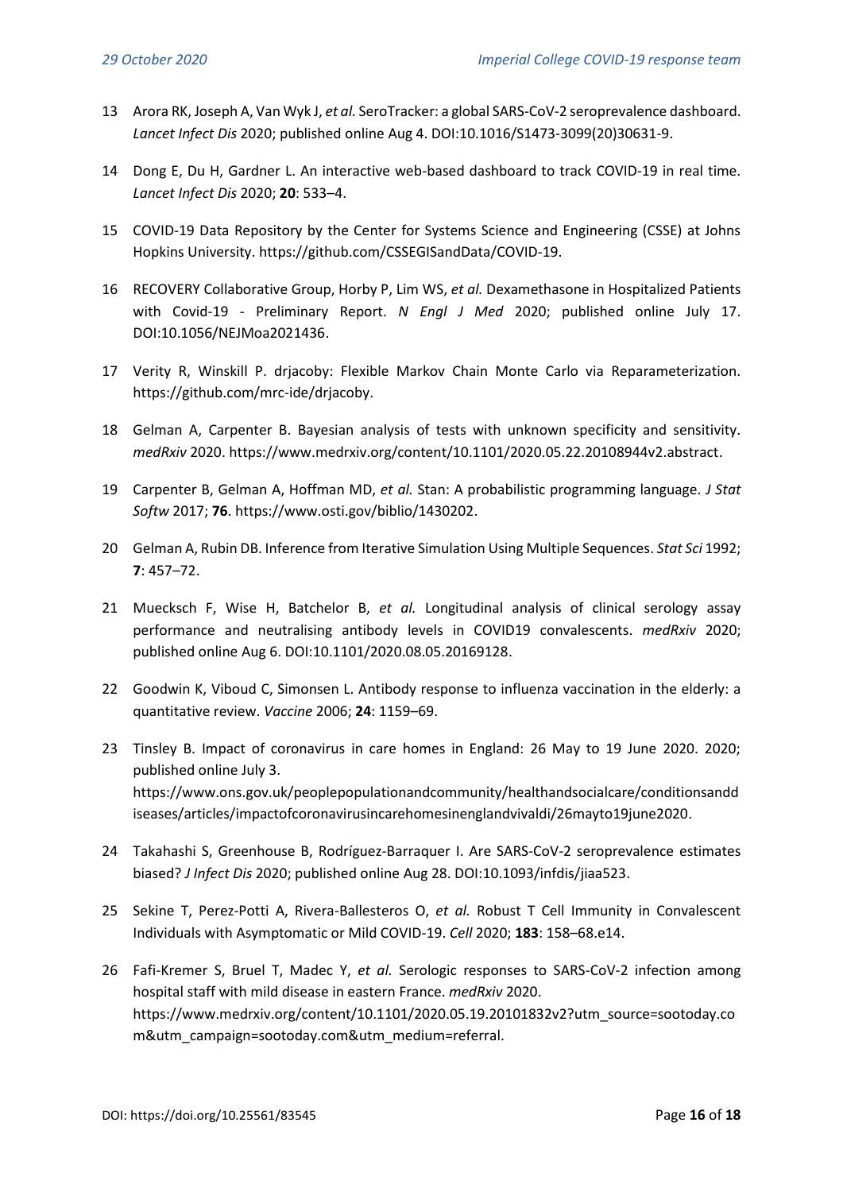13 Arora RK, Joseph A, Van Wyk J, *et al.* SeroTracker: a global SARS-CoV-2 seroprevalence dashboard. *Lancet Infect Dis* 2020; published online Aug 4. DOI:10.1016/S1473-3099(20)30631-9.

14 Dong E, Du H, Gardner L. An interactive web-based dashboard to track COVID-19 in real time. *Lancet Infect Dis* 2020; **20**: 533–4.

15 COVID-19 Data Repository by the Center for Systems Science and Engineering (CSSE) at Johns Hopkins University. https://github.com/CSSEGISandData/COVID-19.

16 RECOVERY Collaborative Group, Horby P, Lim WS, *et al.* Dexamethasone in Hospitalized Patients with Covid-19 - Preliminary Report. *N Engl J Med* 2020; published online July 17. DOI:10.1056/NEJMoa2021436.

17 Verity R, Winskill P. drjacoby: Flexible Markov Chain Monte Carlo via Reparameterization. https://github.com/mrc-ide/drjacoby.

18 Gelman A, Carpenter B. Bayesian analysis of tests with unknown specificity and sensitivity. *medRxiv* 2020. https://www.medrxiv.org/content/10.1101/2020.05.22.20108944v2.abstract.

19 Carpenter B, Gelman A, Hoffman MD, *et al.* Stan: A probabilistic programming language. *J Stat Softw* 2017; **76**. https://www.osti.gov/biblio/1430202.

20 Gelman A, Rubin DB. Inference from Iterative Simulation Using Multiple Sequences. *Stat Sci* 1992; **7**: 457–72.

21 Muecksch F, Wise H, Batchelor B, *et al.* Longitudinal analysis of clinical serology assay performance and neutralising antibody levels in COVID19 convalescents. *medRxiv* 2020; published online Aug 6. DOI:10.1101/2020.08.05.20169128.

22 Goodwin K, Viboud C, Simonsen L. Antibody response to influenza vaccination in the elderly: a quantitative review. *Vaccine* 2006; **24**: 1159–69.

23 Tinsley B. Impact of coronavirus in care homes in England: 26 May to 19 June 2020. 2020; published online July 3. https://www.ons.gov.uk/peoplepopulationandcommunity/healthandsocialcare/conditionsanddiseases/articles/impactofcoronavirusincarehomesinenglandvivaldi/26mayto19june2020.

24 Takahashi S, Greenhouse B, Rodríguez-Barraquer I. Are SARS-CoV-2 seroprevalence estimates biased? *J Infect Dis* 2020; published online Aug 28. DOI:10.1093/infdis/jiaa523.

25 Sekine T, Perez-Potti A, Rivera-Ballesteros O, *et al.* Robust T Cell Immunity in Convalescent Individuals with Asymptomatic or Mild COVID-19. *Cell* 2020; **183**: 158–68.e14.

26 Fafi-Kremer S, Bruel T, Madec Y, *et al.* Serologic responses to SARS-CoV-2 infection among hospital staff with mild disease in eastern France. *medRxiv* 2020. https://www.medrxiv.org/content/10.1101/2020.05.19.20101832v2?utm_source=sootoday.com&utm_campaign=sootoday.com&utm_medium=referral.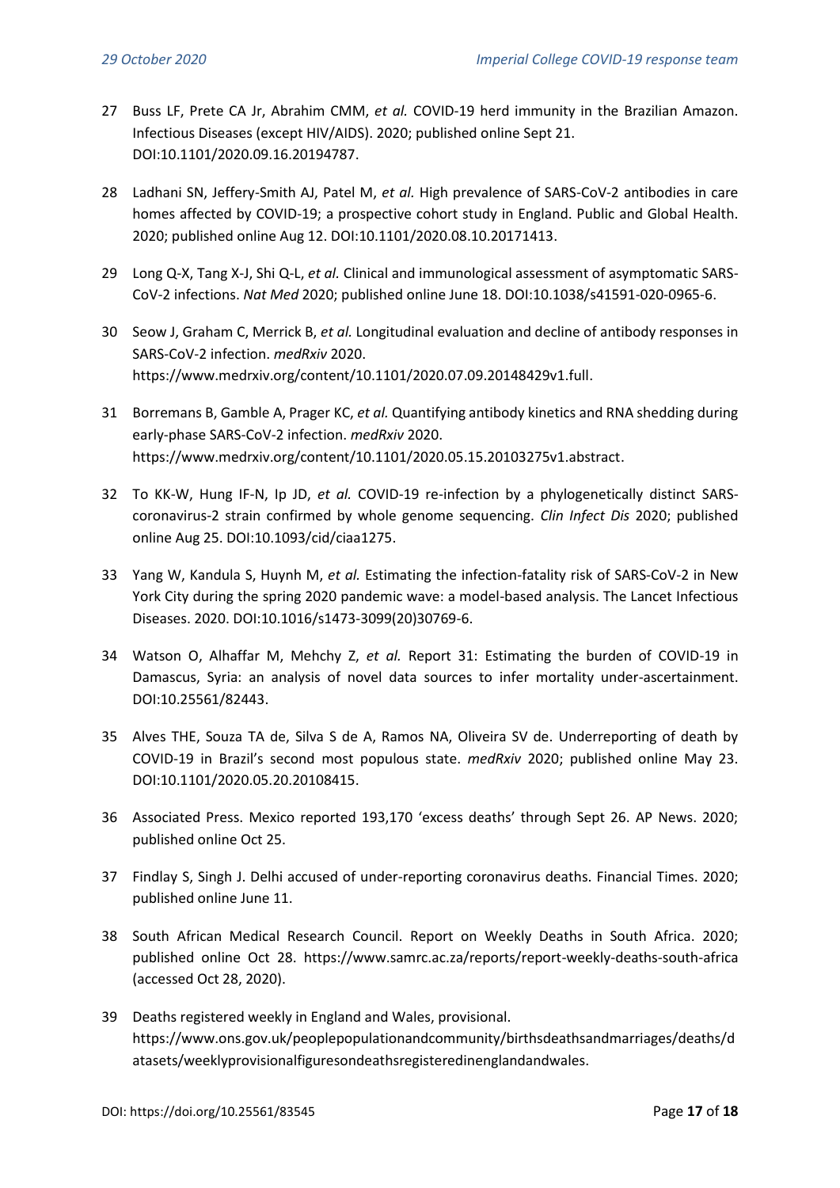27 Buss LF, Prete CA Jr, Abrahim CMM, *et al.* COVID-19 herd immunity in the Brazilian Amazon. Infectious Diseases (except HIV/AIDS). 2020; published online Sept 21. DOI:10.1101/2020.09.16.20194787.

28 Ladhani SN, Jeffery-Smith AJ, Patel M, *et al.* High prevalence of SARS-CoV-2 antibodies in care homes affected by COVID-19; a prospective cohort study in England. Public and Global Health. 2020; published online Aug 12. DOI:10.1101/2020.08.10.20171413.

29 Long Q-X, Tang X-J, Shi Q-L, *et al.* Clinical and immunological assessment of asymptomatic SARS-CoV-2 infections. *Nat Med* 2020; published online June 18. DOI:10.1038/s41591-020-0965-6.

30 Seow J, Graham C, Merrick B, *et al.* Longitudinal evaluation and decline of antibody responses in SARS-CoV-2 infection. *medRxiv* 2020. https://www.medrxiv.org/content/10.1101/2020.07.09.20148429v1.full.

31 Borremans B, Gamble A, Prager KC, *et al.* Quantifying antibody kinetics and RNA shedding during early-phase SARS-CoV-2 infection. *medRxiv* 2020. https://www.medrxiv.org/content/10.1101/2020.05.15.20103275v1.abstract.

32 To KK-W, Hung IF-N, Ip JD, *et al.* COVID-19 re-infection by a phylogenetically distinct SARS-coronavirus-2 strain confirmed by whole genome sequencing. *Clin Infect Dis* 2020; published online Aug 25. DOI:10.1093/cid/ciaa1275.

33 Yang W, Kandula S, Huynh M, *et al.* Estimating the infection-fatality risk of SARS-CoV-2 in New York City during the spring 2020 pandemic wave: a model-based analysis. The Lancet Infectious Diseases. 2020. DOI:10.1016/s1473-3099(20)30769-6.

34 Watson O, Alhaffar M, Mehchy Z, *et al.* Report 31: Estimating the burden of COVID-19 in Damascus, Syria: an analysis of novel data sources to infer mortality under-ascertainment. DOI:10.25561/82443.

35 Alves THE, Souza TA de, Silva S de A, Ramos NA, Oliveira SV de. Underreporting of death by COVID-19 in Brazil's second most populous state. *medRxiv* 2020; published online May 23. DOI:10.1101/2020.05.20.20108415.

36 Associated Press. Mexico reported 193,170 'excess deaths' through Sept 26. AP News. 2020; published online Oct 25.

37 Findlay S, Singh J. Delhi accused of under-reporting coronavirus deaths. Financial Times. 2020; published online June 11.

38 South African Medical Research Council. Report on Weekly Deaths in South Africa. 2020; published online Oct 28. https://www.samrc.ac.za/reports/report-weekly-deaths-south-africa (accessed Oct 28, 2020).

39 Deaths registered weekly in England and Wales, provisional. https://www.ons.gov.uk/peoplepopulationandcommunity/birthsdeathsandmarriages/deaths/datasets/weeklyprovisionalfiguresondeathsregisteredinenglandandwales.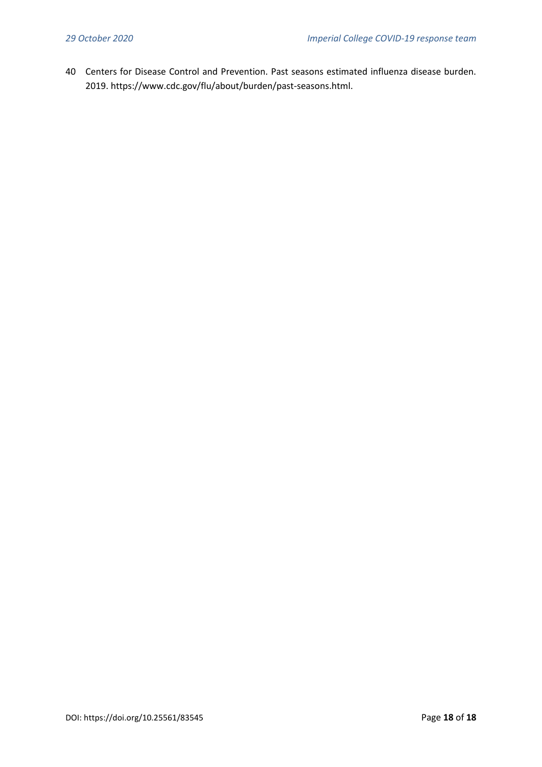40 Centers for Disease Control and Prevention. Past seasons estimated influenza disease burden. 2019. https://www.cdc.gov/flu/about/burden/past-seasons.html.